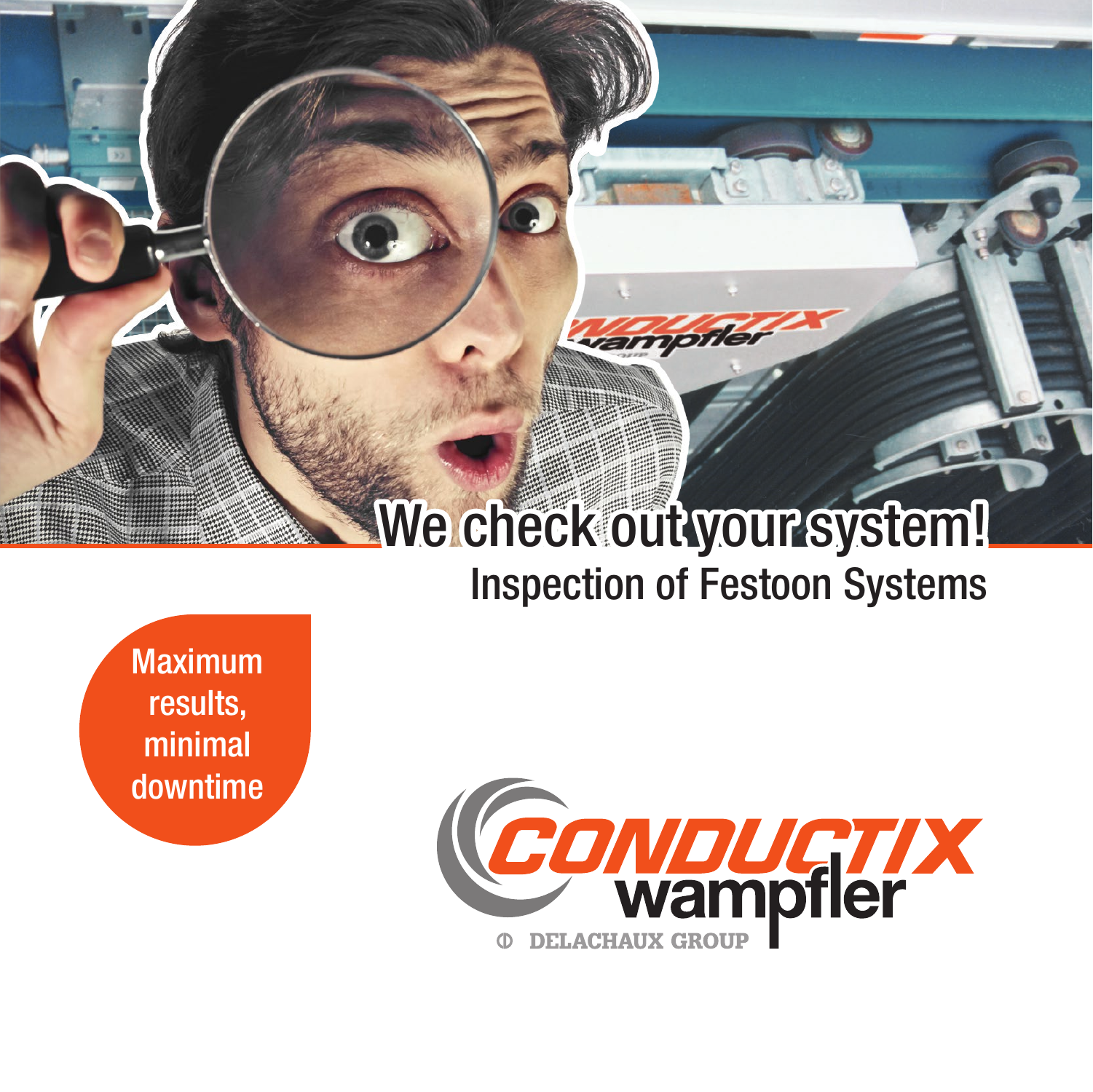# We check out your system!

## Inspection of Festoon Systems

Maximum results, minimal downtime

CONDUCTIX wampfler

DELACHAUX GROUP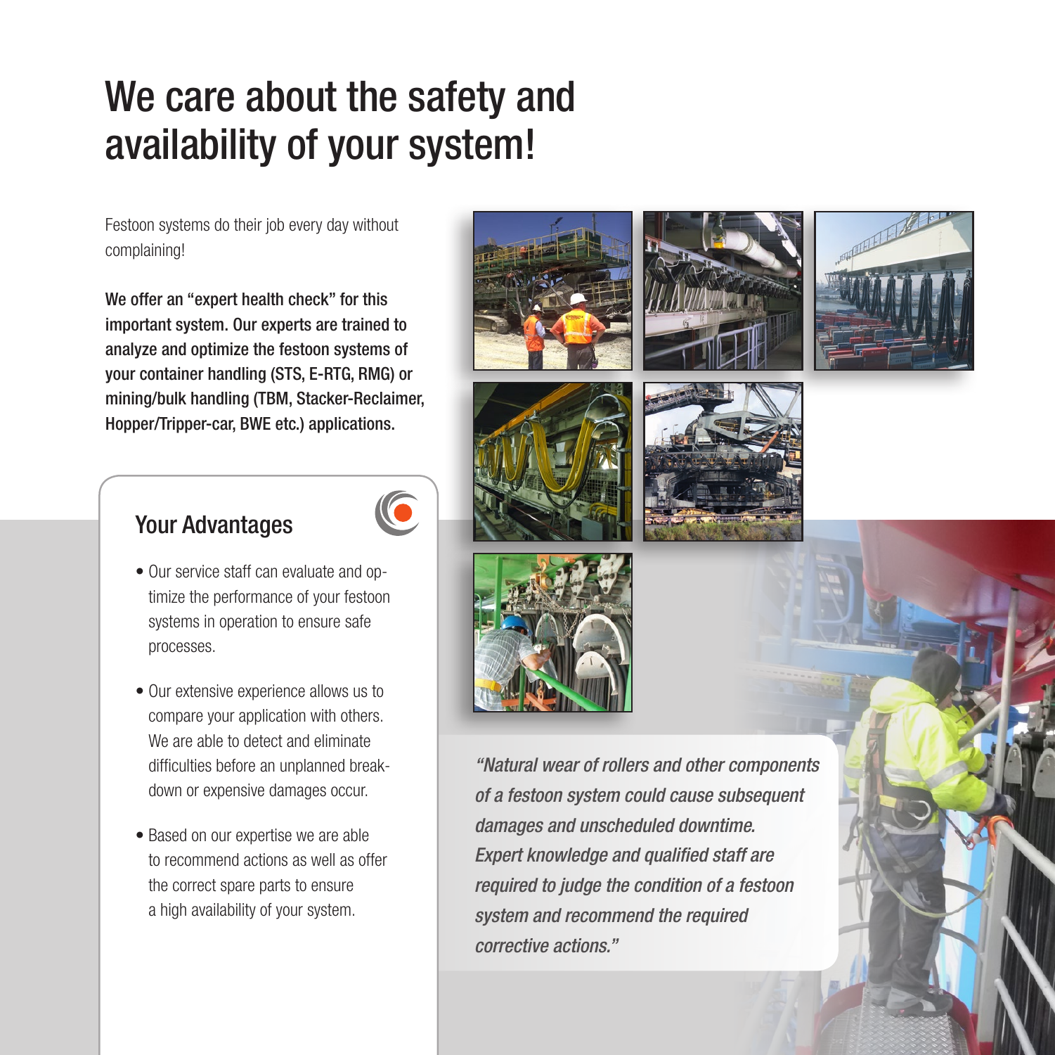# We care about the safety and availability of your system!

Festoon systems do their job every day without complaining!

**We offer an "expert health check" for this important system. Our experts are trained to analyze and optimize the festoon systems of your container handling (STS, E-RTG, RMG) or mining/bulk handling (TBM, Stacker-Reclaimer, Hopper/Tripper-car, BWE etc.) applications.**

## Your Advantages

- Our service staff can evaluate and optimize the performance of your festoon systems in operation to ensure safe processes.
- Our extensive experience allows us to compare your application with others. We are able to detect and eliminate difficulties before an unplanned breakdown or expensive damages occur.
- Based on our expertise we are able to recommend actions as well as offer the correct spare parts to ensure a high availability of your system.

*"Natural wear of rollers and other components of a festoon system could cause subsequent damages and unscheduled downtime. Expert knowledge and qualified staff are required to judge the condition of a festoon system and recommend the required corrective actions."*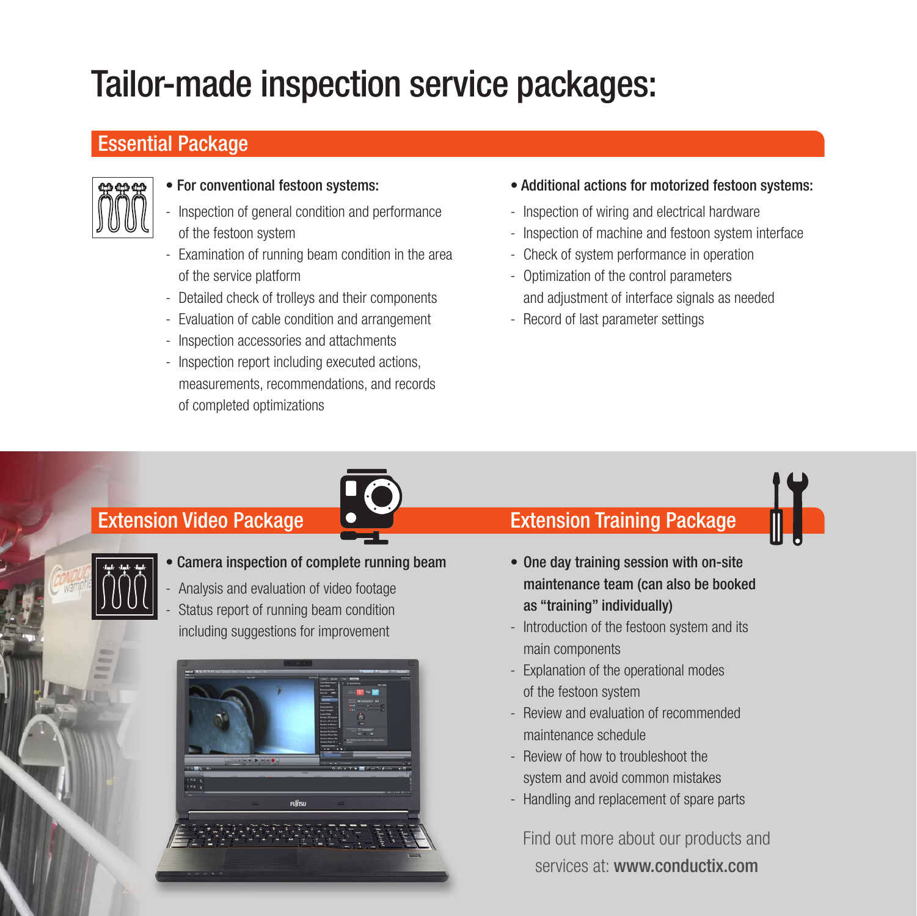# Tailor-made inspection service packages:

## Essential Package

- **For conventional festoon systems:**
  - Inspection of general condition and performance of the festoon system
  - Examination of running beam condition in the area of the service platform
  - Detailed check of trolleys and their components
  - Evaluation of cable condition and arrangement
  - Inspection accessories and attachments
  - Inspection report including executed actions, measurements, recommendations, and records of completed optimizations

- **Additional actions for motorized festoon systems:**
  - Inspection of wiring and electrical hardware
  - Inspection of machine and festoon system interface
  - Check of system performance in operation
  - Optimization of the control parameters and adjustment of interface signals as needed
  - Record of last parameter settings

## Extension Video Package

- **Camera inspection of complete running beam**
  - Analysis and evaluation of video footage
  - Status report of running beam condition including suggestions for improvement

## Extension Training Package

- **One day training session with on-site maintenance team (can also be booked as “training” individually)**
  - Introduction of the festoon system and its main components
  - Explanation of the operational modes of the festoon system
  - Review and evaluation of recommended maintenance schedule
  - Review of how to troubleshoot the system and avoid common mistakes
  - Handling and replacement of spare parts

Find out more about our products and services at: **www.conductix.com**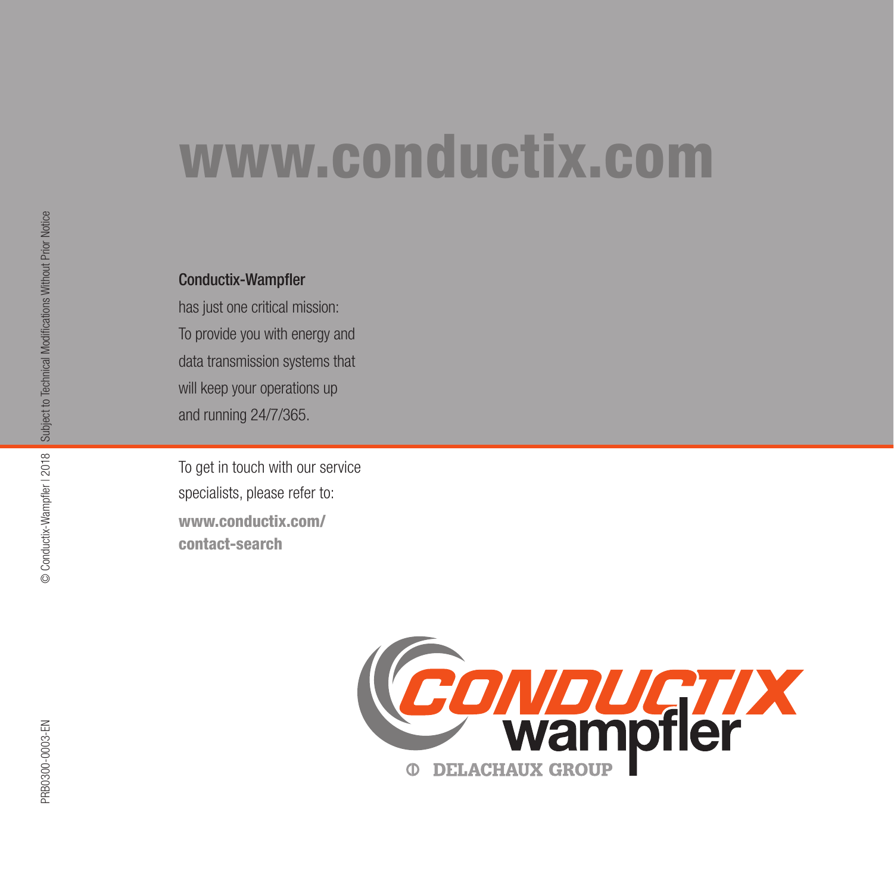# www.conductix.com

**Conductix-Wampfler**

has just one critical mission:
To provide you with energy and
data transmission systems that
will keep your operations up
and running 24/7/365.

To get in touch with our service
specialists, please refer to:

**www.conductix.com/contact-search**

Subject to Technical Modifications Without Prior Notice

© Conductix-Wampfler | 2018

PRB0300-0003-EN

CONDUCTIX wampfler

DELACHAUX GROUP